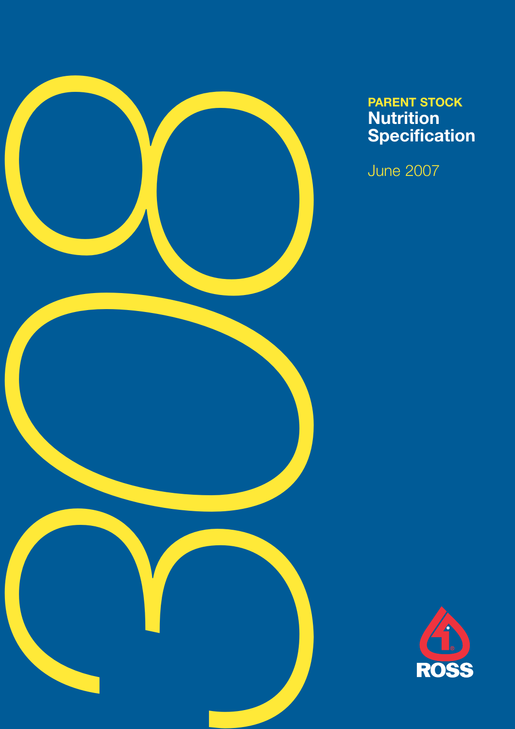308

**PARENT STOCK**

# Nutrition Specification

June 2007

ROSS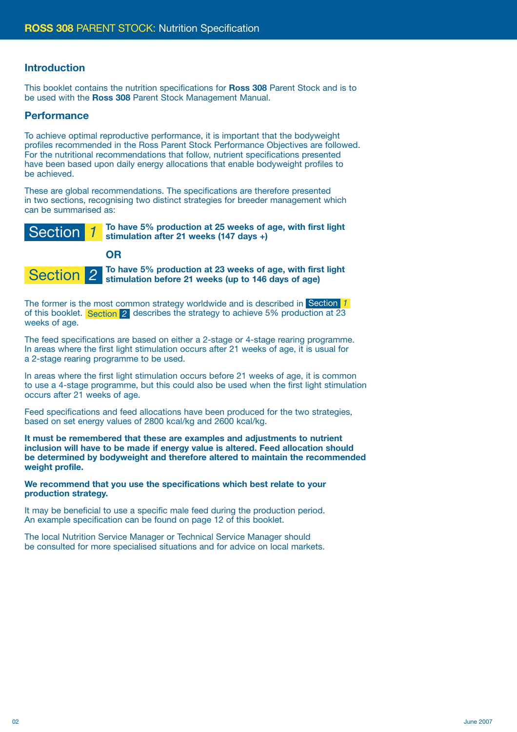## Introduction

This booklet contains the nutrition specifications for **Ross 308** Parent Stock and is to be used with the **Ross 308** Parent Stock Management Manual.

## Performance

To achieve optimal reproductive performance, it is important that the bodyweight profiles recommended in the Ross Parent Stock Performance Objectives are followed. For the nutritional recommendations that follow, nutrient specifications presented have been based upon daily energy allocations that enable bodyweight profiles to be achieved.

These are global recommendations. The specifications are therefore presented in two sections, recognising two distinct strategies for breeder management which can be summarised as:

**Section 1** – **To have 5% production at 25 weeks of age, with first light stimulation after 21 weeks (147 days +)**

**OR**

**Section 2** – **To have 5% production at 23 weeks of age, with first light stimulation before 21 weeks (up to 146 days of age)**

The former is the most common strategy worldwide and is described in Section 1 of this booklet. Section 2 describes the strategy to achieve 5% production at 23 weeks of age.

The feed specifications are based on either a 2-stage or 4-stage rearing programme. In areas where the first light stimulation occurs after 21 weeks of age, it is usual for a 2-stage rearing programme to be used.

In areas where the first light stimulation occurs before 21 weeks of age, it is common to use a 4-stage programme, but this could also be used when the first light stimulation occurs after 21 weeks of age.

Feed specifications and feed allocations have been produced for the two strategies, based on set energy values of 2800 kcal/kg and 2600 kcal/kg.

**It must be remembered that these are examples and adjustments to nutrient inclusion will have to be made if energy value is altered. Feed allocation should be determined by bodyweight and therefore altered to maintain the recommended weight profile.**

**We recommend that you use the specifications which best relate to your production strategy.**

It may be beneficial to use a specific male feed during the production period. An example specification can be found on page 12 of this booklet.

The local Nutrition Service Manager or Technical Service Manager should be consulted for more specialised situations and for advice on local markets.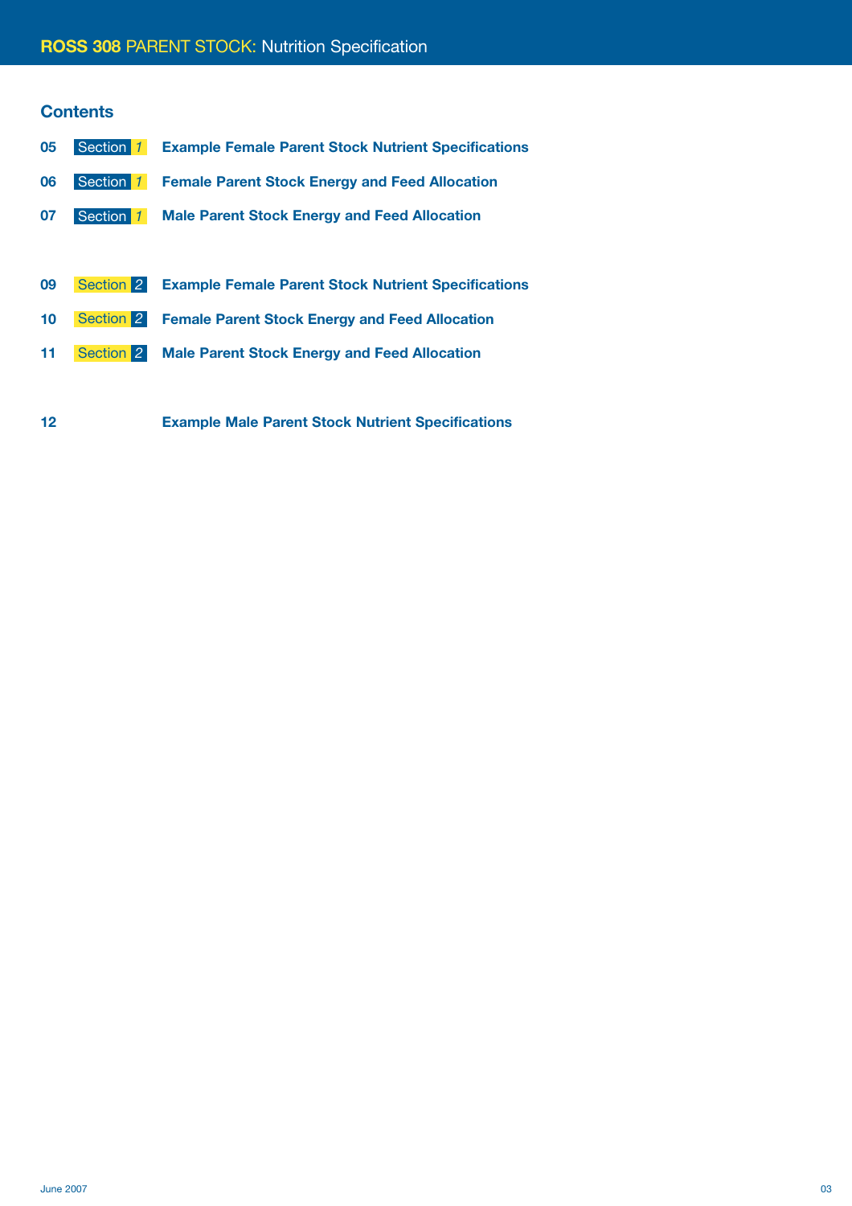## Contents

| Page | Section | Title |
|---|---|---|
| 05 | Section 1 | Example Female Parent Stock Nutrient Specifications |
| 06 | Section 1 | Female Parent Stock Energy and Feed Allocation |
| 07 | Section 1 | Male Parent Stock Energy and Feed Allocation |
| 09 | Section 2 | Example Female Parent Stock Nutrient Specifications |
| 10 | Section 2 | Female Parent Stock Energy and Feed Allocation |
| 11 | Section 2 | Male Parent Stock Energy and Feed Allocation |
| 12 | | Example Male Parent Stock Nutrient Specifications |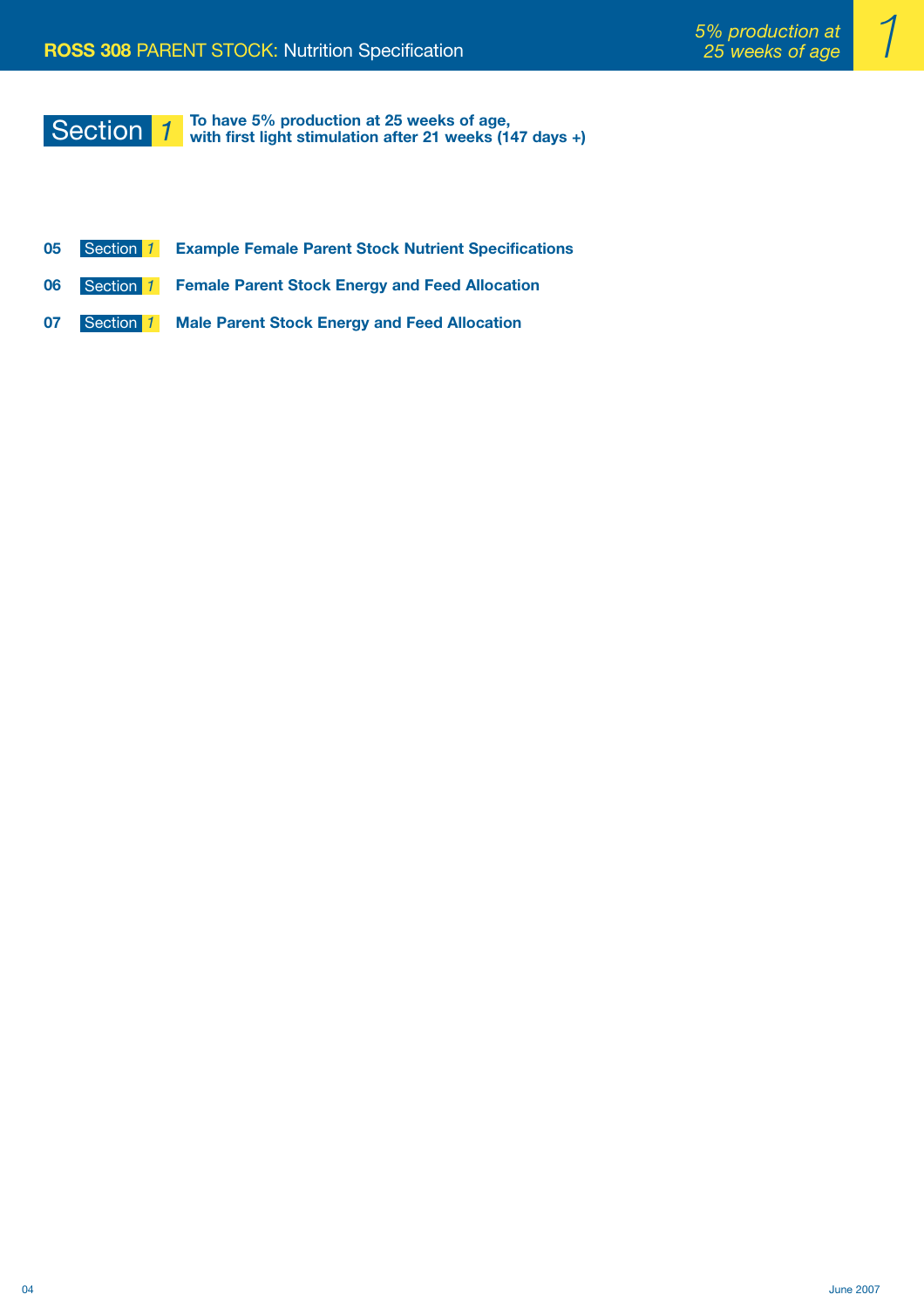# Section 1

**To have 5% production at 25 weeks of age, with first light stimulation after 21 weeks (147 days +)**

- 05 Section 1 **Example Female Parent Stock Nutrient Specifications**
- 06 Section 1 **Female Parent Stock Energy and Feed Allocation**
- 07 Section 1 **Male Parent Stock Energy and Feed Allocation**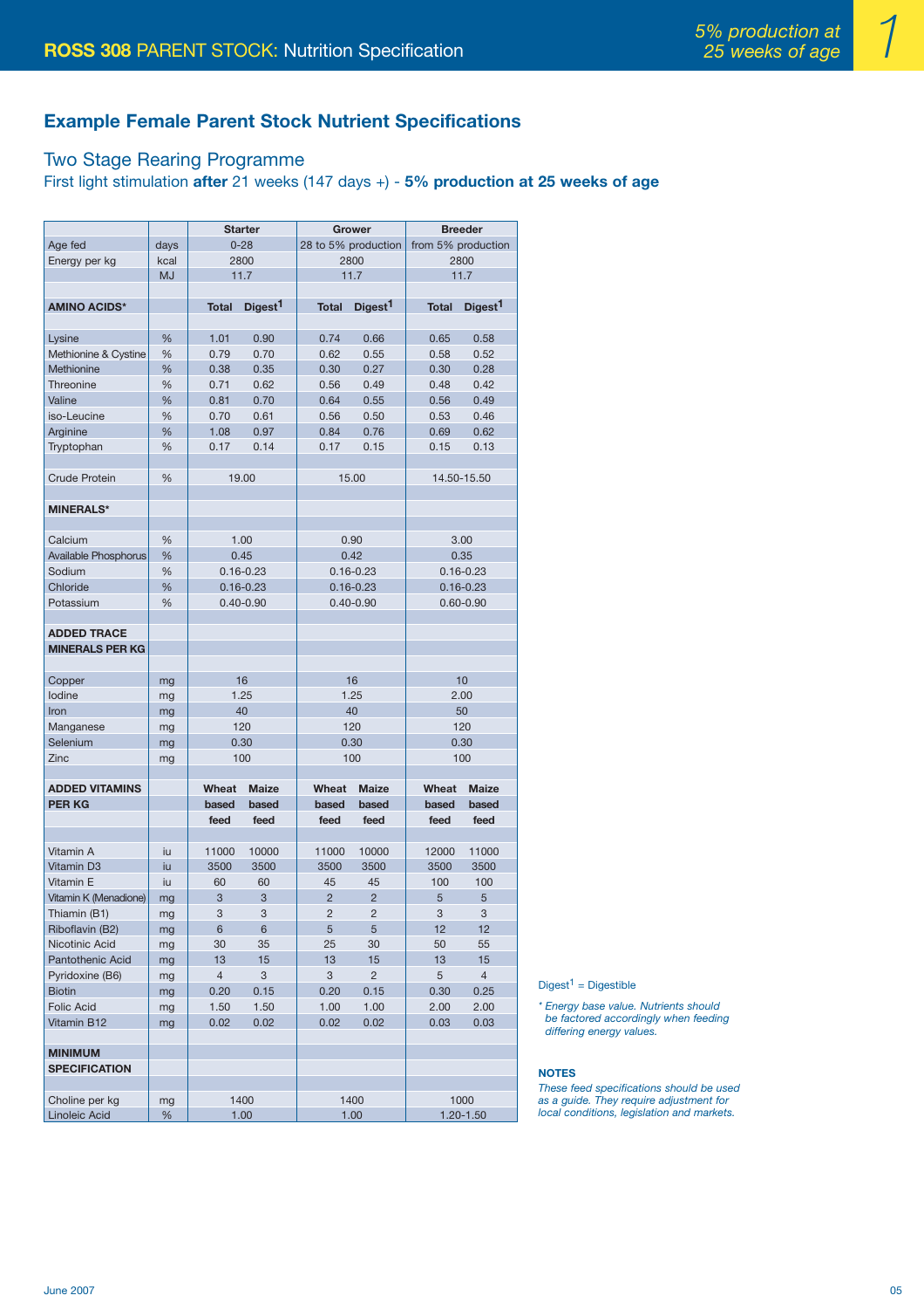## Example Female Parent Stock Nutrient Specifications

### Two Stage Rearing Programme

First light stimulation **after** 21 weeks (147 days +) - **5% production at 25 weeks of age**

| | | Starter | | Grower | | Breeder | |
|---|---|---|---|---|---|---|---|
| Age fed | days | 0-28 | | 28 to 5% production | | from 5% production | |
| Energy per kg | kcal | 2800 | | 2800 | | 2800 | |
| | MJ | 11.7 | | 11.7 | | 11.7 | |
| **AMINO ACIDS*** | | **Total** | **Digest[1]** | **Total** | **Digest[1]** | **Total** | **Digest[1]** |
| Lysine | % | 1.01 | 0.90 | 0.74 | 0.66 | 0.65 | 0.58 |
| Methionine & Cystine | % | 0.79 | 0.70 | 0.62 | 0.55 | 0.58 | 0.52 |
| Methionine | % | 0.38 | 0.35 | 0.30 | 0.27 | 0.30 | 0.28 |
| Threonine | % | 0.71 | 0.62 | 0.56 | 0.49 | 0.48 | 0.42 |
| Valine | % | 0.81 | 0.70 | 0.64 | 0.55 | 0.56 | 0.49 |
| iso-Leucine | % | 0.70 | 0.61 | 0.56 | 0.50 | 0.53 | 0.46 |
| Arginine | % | 1.08 | 0.97 | 0.84 | 0.76 | 0.69 | 0.62 |
| Tryptophan | % | 0.17 | 0.14 | 0.17 | 0.15 | 0.15 | 0.13 |
| Crude Protein | % | 19.00 | | 15.00 | | 14.50-15.50 | |
| **MINERALS*** | | | | | | | |
| Calcium | % | 1.00 | | 0.90 | | 3.00 | |
| Available Phosphorus | % | 0.45 | | 0.42 | | 0.35 | |
| Sodium | % | 0.16-0.23 | | 0.16-0.23 | | 0.16-0.23 | |
| Chloride | % | 0.16-0.23 | | 0.16-0.23 | | 0.16-0.23 | |
| Potassium | % | 0.40-0.90 | | 0.40-0.90 | | 0.60-0.90 | |
| **ADDED TRACE MINERALS PER KG** | | | | | | | |
| Copper | mg | 16 | | 16 | | 10 | |
| Iodine | mg | 1.25 | | 1.25 | | 2.00 | |
| Iron | mg | 40 | | 40 | | 50 | |
| Manganese | mg | 120 | | 120 | | 120 | |
| Selenium | mg | 0.30 | | 0.30 | | 0.30 | |
| Zinc | mg | 100 | | 100 | | 100 | |
| **ADDED VITAMINS PER KG** | | **Wheat based feed** | **Maize based feed** | **Wheat based feed** | **Maize based feed** | **Wheat based feed** | **Maize based feed** |
| Vitamin A | iu | 11000 | 10000 | 11000 | 10000 | 12000 | 11000 |
| Vitamin D3 | iu | 3500 | 3500 | 3500 | 3500 | 3500 | 3500 |
| Vitamin E | iu | 60 | 60 | 45 | 45 | 100 | 100 |
| Vitamin K (Menadione) | mg | 3 | 3 | 2 | 2 | 5 | 5 |
| Thiamin (B1) | mg | 3 | 3 | 2 | 2 | 3 | 3 |
| Riboflavin (B2) | mg | 6 | 6 | 5 | 5 | 12 | 12 |
| Nicotinic Acid | mg | 30 | 35 | 25 | 30 | 50 | 55 |
| Pantothenic Acid | mg | 13 | 15 | 13 | 15 | 13 | 15 |
| Pyridoxine (B6) | mg | 4 | 3 | 3 | 2 | 5 | 4 |
| Biotin | mg | 0.20 | 0.15 | 0.20 | 0.15 | 0.30 | 0.25 |
| Folic Acid | mg | 1.50 | 1.50 | 1.00 | 1.00 | 2.00 | 2.00 |
| Vitamin B12 | mg | 0.02 | 0.02 | 0.02 | 0.02 | 0.03 | 0.03 |
| **MINIMUM SPECIFICATION** | | | | | | | |
| Choline per kg | mg | 1400 | | 1400 | | 1000 | |
| Linoleic Acid | % | 1.00 | | 1.00 | | 1.20-1.50 | |

Digest[1] = Digestible

*\* Energy base value. Nutrients should be factored accordingly when feeding differing energy values.*

**NOTES**

*These feed specifications should be used as a guide. They require adjustment for local conditions, legislation and markets.*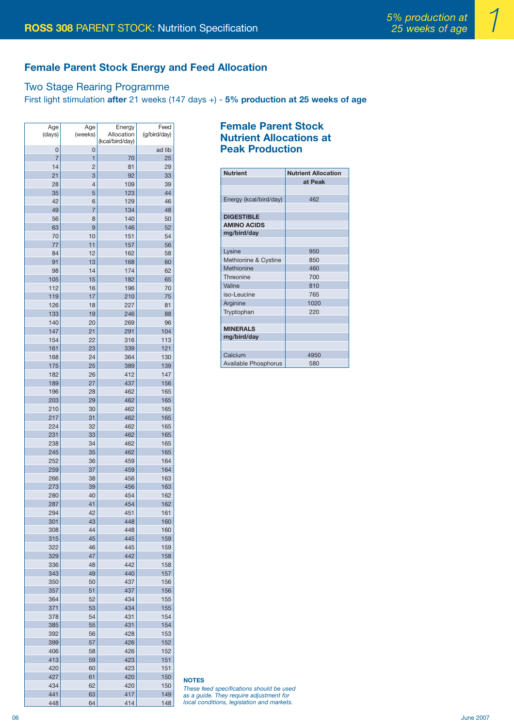## Female Parent Stock Energy and Feed Allocation

### Two Stage Rearing Programme

First light stimulation **after** 21 weeks (147 days +) - **5% production at 25 weeks of age**

| Age (days) | Age (weeks) | Energy Allocation (kcal/bird/day) | Feed (g/bird/day) |
|---|---|---|---|
| 0 | 0 | | ad lib |
| 7 | 1 | 70 | 25 |
| 14 | 2 | 81 | 29 |
| 21 | 3 | 92 | 33 |
| 28 | 4 | 109 | 39 |
| 35 | 5 | 123 | 44 |
| 42 | 6 | 129 | 46 |
| 49 | 7 | 134 | 48 |
| 56 | 8 | 140 | 50 |
| 63 | 9 | 146 | 52 |
| 70 | 10 | 151 | 54 |
| 77 | 11 | 157 | 56 |
| 84 | 12 | 162 | 58 |
| 91 | 13 | 168 | 60 |
| 98 | 14 | 174 | 62 |
| 105 | 15 | 182 | 65 |
| 112 | 16 | 196 | 70 |
| 119 | 17 | 210 | 75 |
| 126 | 18 | 227 | 81 |
| 133 | 19 | 246 | 88 |
| 140 | 20 | 269 | 96 |
| 147 | 21 | 291 | 104 |
| 154 | 22 | 316 | 113 |
| 161 | 23 | 339 | 121 |
| 168 | 24 | 364 | 130 |
| 175 | 25 | 389 | 139 |
| 182 | 26 | 412 | 147 |
| 189 | 27 | 437 | 156 |
| 196 | 28 | 462 | 165 |
| 203 | 29 | 462 | 165 |
| 210 | 30 | 462 | 165 |
| 217 | 31 | 462 | 165 |
| 224 | 32 | 462 | 165 |
| 231 | 33 | 462 | 165 |
| 238 | 34 | 462 | 165 |
| 245 | 35 | 462 | 165 |
| 252 | 36 | 459 | 164 |
| 259 | 37 | 459 | 164 |
| 266 | 38 | 456 | 163 |
| 273 | 39 | 456 | 163 |
| 280 | 40 | 454 | 162 |
| 287 | 41 | 454 | 162 |
| 294 | 42 | 451 | 161 |
| 301 | 43 | 448 | 160 |
| 308 | 44 | 448 | 160 |
| 315 | 45 | 445 | 159 |
| 322 | 46 | 445 | 159 |
| 329 | 47 | 442 | 158 |
| 336 | 48 | 442 | 158 |
| 343 | 49 | 440 | 157 |
| 350 | 50 | 437 | 156 |
| 357 | 51 | 437 | 156 |
| 364 | 52 | 434 | 155 |
| 371 | 53 | 434 | 155 |
| 378 | 54 | 431 | 154 |
| 385 | 55 | 431 | 154 |
| 392 | 56 | 428 | 153 |
| 399 | 57 | 426 | 152 |
| 406 | 58 | 426 | 152 |
| 413 | 59 | 423 | 151 |
| 420 | 60 | 423 | 151 |
| 427 | 61 | 420 | 150 |
| 434 | 62 | 420 | 150 |
| 441 | 63 | 417 | 149 |
| 448 | 64 | 414 | 148 |

## Female Parent Stock Nutrient Allocations at Peak Production

| Nutrient | Nutrient Allocation at Peak |
|---|---|
| Energy (kcal/bird/day) | 462 |
| **DIGESTIBLE AMINO ACIDS mg/bird/day** | |
| Lysine | 950 |
| Methionine & Cystine | 850 |
| Methionine | 460 |
| Threonine | 700 |
| Valine | 810 |
| iso-Leucine | 765 |
| Arginine | 1020 |
| Tryptophan | 220 |
| **MINERALS mg/bird/day** | |
| Calcium | 4950 |
| Available Phosphorus | 580 |

**NOTES**

*These feed specifications should be used as a guide. They require adjustment for local conditions, legislation and markets.*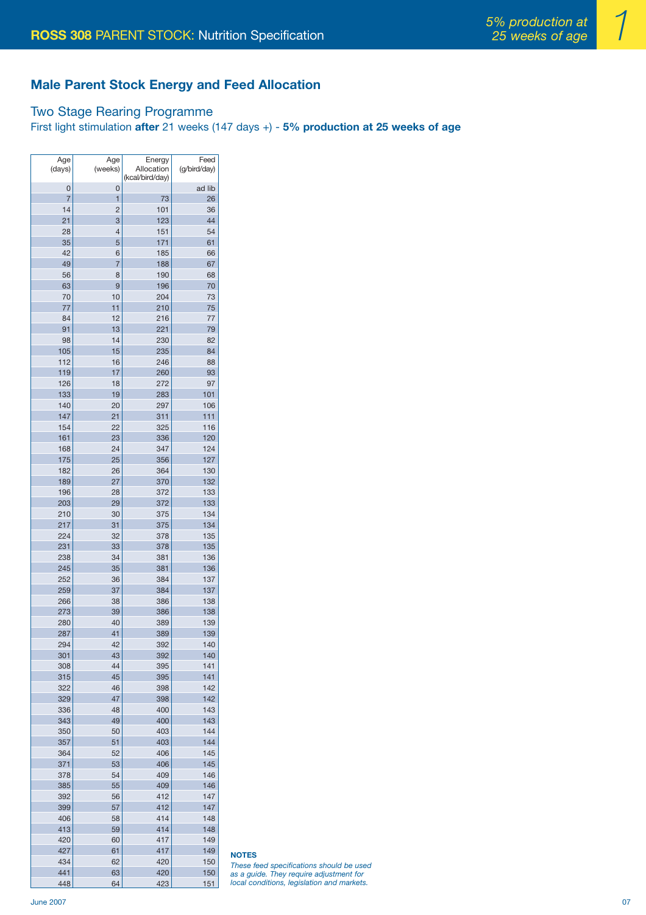## Male Parent Stock Energy and Feed Allocation

### Two Stage Rearing Programme

First light stimulation **after** 21 weeks (147 days +) - **5% production at 25 weeks of age**

| Age (days) | Age (weeks) | Energy Allocation (kcal/bird/day) | Feed (g/bird/day) |
|---|---|---|---|
| 0 | 0 | | ad lib |
| 7 | 1 | 73 | 26 |
| 14 | 2 | 101 | 36 |
| 21 | 3 | 123 | 44 |
| 28 | 4 | 151 | 54 |
| 35 | 5 | 171 | 61 |
| 42 | 6 | 185 | 66 |
| 49 | 7 | 188 | 67 |
| 56 | 8 | 190 | 68 |
| 63 | 9 | 196 | 70 |
| 70 | 10 | 204 | 73 |
| 77 | 11 | 210 | 75 |
| 84 | 12 | 216 | 77 |
| 91 | 13 | 221 | 79 |
| 98 | 14 | 230 | 82 |
| 105 | 15 | 235 | 84 |
| 112 | 16 | 246 | 88 |
| 119 | 17 | 260 | 93 |
| 126 | 18 | 272 | 97 |
| 133 | 19 | 283 | 101 |
| 140 | 20 | 297 | 106 |
| 147 | 21 | 311 | 111 |
| 154 | 22 | 325 | 116 |
| 161 | 23 | 336 | 120 |
| 168 | 24 | 347 | 124 |
| 175 | 25 | 356 | 127 |
| 182 | 26 | 364 | 130 |
| 189 | 27 | 370 | 132 |
| 196 | 28 | 372 | 133 |
| 203 | 29 | 372 | 133 |
| 210 | 30 | 375 | 134 |
| 217 | 31 | 375 | 134 |
| 224 | 32 | 378 | 135 |
| 231 | 33 | 378 | 135 |
| 238 | 34 | 381 | 136 |
| 245 | 35 | 381 | 136 |
| 252 | 36 | 384 | 137 |
| 259 | 37 | 384 | 137 |
| 266 | 38 | 386 | 138 |
| 273 | 39 | 386 | 138 |
| 280 | 40 | 389 | 139 |
| 287 | 41 | 389 | 139 |
| 294 | 42 | 392 | 140 |
| 301 | 43 | 392 | 140 |
| 308 | 44 | 395 | 141 |
| 315 | 45 | 395 | 141 |
| 322 | 46 | 398 | 142 |
| 329 | 47 | 398 | 142 |
| 336 | 48 | 400 | 143 |
| 343 | 49 | 400 | 143 |
| 350 | 50 | 403 | 144 |
| 357 | 51 | 403 | 144 |
| 364 | 52 | 406 | 145 |
| 371 | 53 | 406 | 145 |
| 378 | 54 | 409 | 146 |
| 385 | 55 | 409 | 146 |
| 392 | 56 | 412 | 147 |
| 399 | 57 | 412 | 147 |
| 406 | 58 | 414 | 148 |
| 413 | 59 | 414 | 148 |
| 420 | 60 | 417 | 149 |
| 427 | 61 | 417 | 149 |
| 434 | 62 | 420 | 150 |
| 441 | 63 | 420 | 150 |
| 448 | 64 | 423 | 151 |

**NOTES**

*These feed specifications should be used as a guide. They require adjustment for local conditions, legislation and markets.*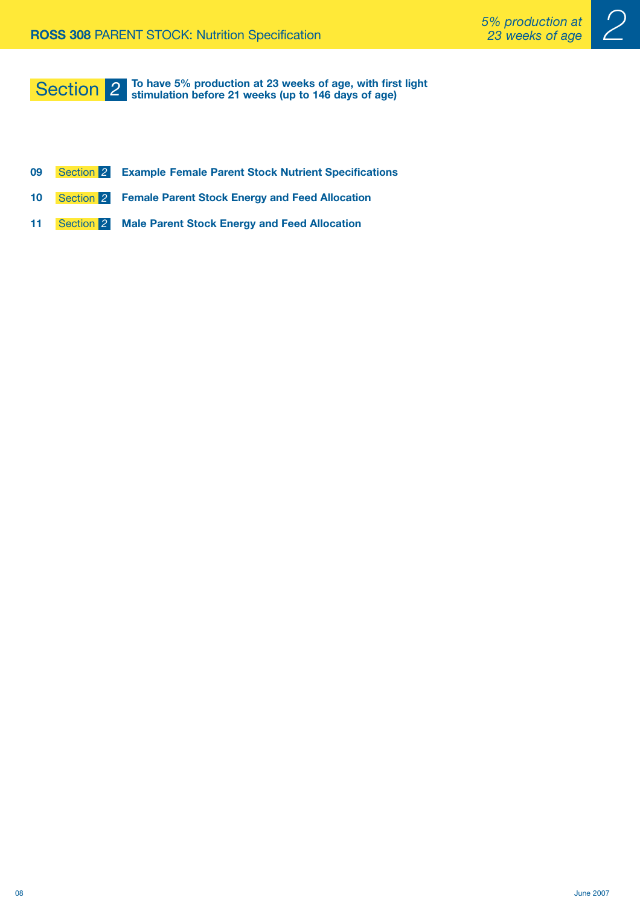# Section 2

**To have 5% production at 23 weeks of age, with first light stimulation before 21 weeks (up to 146 days of age)**

- **09** Section 2 — **Example Female Parent Stock Nutrient Specifications**
- **10** Section 2 — **Female Parent Stock Energy and Feed Allocation**
- **11** Section 2 — **Male Parent Stock Energy and Feed Allocation**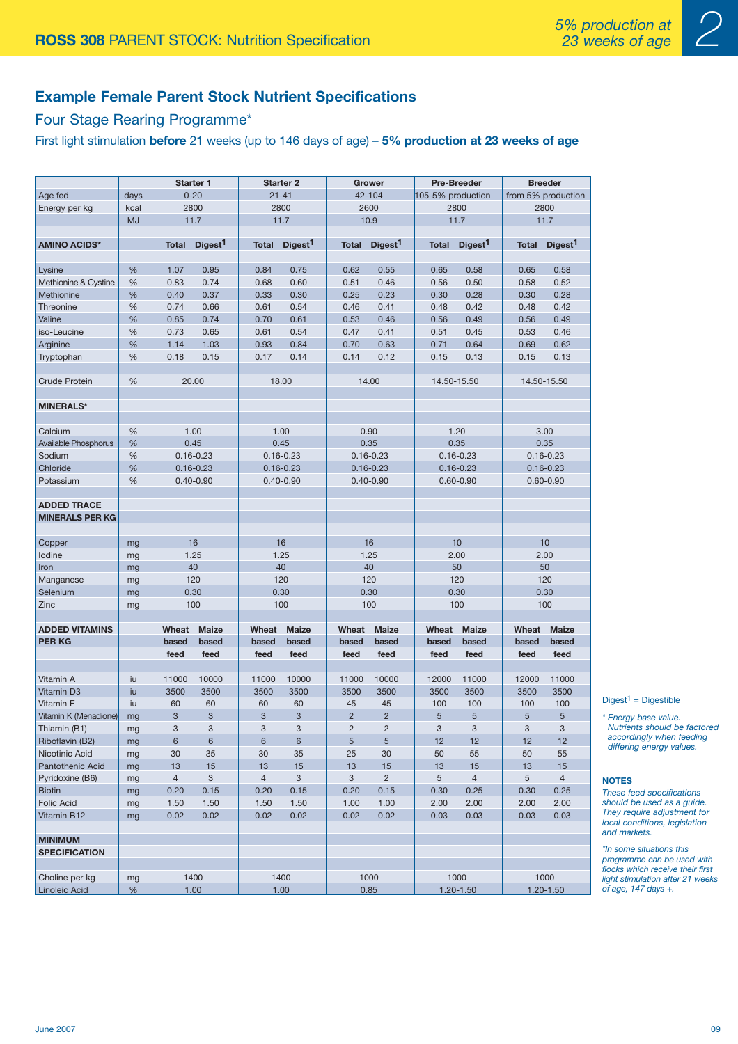## Example Female Parent Stock Nutrient Specifications

### Four Stage Rearing Programme*

First light stimulation **before** 21 weeks (up to 146 days of age) – **5% production at 23 weeks of age**

| | | Starter 1 | | Starter 2 | | Grower | | Pre-Breeder | | Breeder | |
|---|---|---|---|---|---|---|---|---|---|---|---|
| Age fed | days | 0-20 | | 21-41 | | 42-104 | | 105-5% production | | from 5% production | |
| Energy per kg | kcal | 2800 | | 2800 | | 2600 | | 2800 | | 2800 | |
| | MJ | 11.7 | | 11.7 | | 10.9 | | 11.7 | | 11.7 | |
| **AMINO ACIDS*** | | **Total** | **Digest[1]** | **Total** | **Digest[1]** | **Total** | **Digest[1]** | **Total** | **Digest[1]** | **Total** | **Digest[1]** |
| Lysine | % | 1.07 | 0.95 | 0.84 | 0.75 | 0.62 | 0.55 | 0.65 | 0.58 | 0.65 | 0.58 |
| Methionine & Cystine | % | 0.83 | 0.74 | 0.68 | 0.60 | 0.51 | 0.46 | 0.56 | 0.50 | 0.58 | 0.52 |
| Methionine | % | 0.40 | 0.37 | 0.33 | 0.30 | 0.25 | 0.23 | 0.30 | 0.28 | 0.30 | 0.28 |
| Threonine | % | 0.74 | 0.66 | 0.61 | 0.54 | 0.46 | 0.41 | 0.48 | 0.42 | 0.48 | 0.42 |
| Valine | % | 0.85 | 0.74 | 0.70 | 0.61 | 0.53 | 0.46 | 0.56 | 0.49 | 0.56 | 0.49 |
| iso-Leucine | % | 0.73 | 0.65 | 0.61 | 0.54 | 0.47 | 0.41 | 0.51 | 0.45 | 0.53 | 0.46 |
| Arginine | % | 1.14 | 1.03 | 0.93 | 0.84 | 0.70 | 0.63 | 0.71 | 0.64 | 0.69 | 0.62 |
| Tryptophan | % | 0.18 | 0.15 | 0.17 | 0.14 | 0.14 | 0.12 | 0.15 | 0.13 | 0.15 | 0.13 |
| Crude Protein | % | 20.00 | | 18.00 | | 14.00 | | 14.50-15.50 | | 14.50-15.50 | |
| **MINERALS*** | | | | | | | | | | | |
| Calcium | % | 1.00 | | 1.00 | | 0.90 | | 1.20 | | 3.00 | |
| Available Phosphorus | % | 0.45 | | 0.45 | | 0.35 | | 0.35 | | 0.35 | |
| Sodium | % | 0.16-0.23 | | 0.16-0.23 | | 0.16-0.23 | | 0.16-0.23 | | 0.16-0.23 | |
| Chloride | % | 0.16-0.23 | | 0.16-0.23 | | 0.16-0.23 | | 0.16-0.23 | | 0.16-0.23 | |
| Potassium | % | 0.40-0.90 | | 0.40-0.90 | | 0.40-0.90 | | 0.60-0.90 | | 0.60-0.90 | |
| **ADDED TRACE MINERALS PER KG** | | | | | | | | | | | |
| Copper | mg | 16 | | 16 | | 16 | | 10 | | 10 | |
| Iodine | mg | 1.25 | | 1.25 | | 1.25 | | 2.00 | | 2.00 | |
| Iron | mg | 40 | | 40 | | 40 | | 50 | | 50 | |
| Manganese | mg | 120 | | 120 | | 120 | | 120 | | 120 | |
| Selenium | mg | 0.30 | | 0.30 | | 0.30 | | 0.30 | | 0.30 | |
| Zinc | mg | 100 | | 100 | | 100 | | 100 | | 100 | |
| **ADDED VITAMINS PER KG** | | **Wheat based feed** | **Maize based feed** | **Wheat based feed** | **Maize based feed** | **Wheat based feed** | **Maize based feed** | **Wheat based feed** | **Maize based feed** | **Wheat based feed** | **Maize based feed** |
| Vitamin A | iu | 11000 | 10000 | 11000 | 10000 | 11000 | 10000 | 12000 | 11000 | 12000 | 11000 |
| Vitamin D3 | iu | 3500 | 3500 | 3500 | 3500 | 3500 | 3500 | 3500 | 3500 | 3500 | 3500 |
| Vitamin E | iu | 60 | 60 | 60 | 60 | 45 | 45 | 100 | 100 | 100 | 100 |
| Vitamin K (Menadione) | mg | 3 | 3 | 3 | 3 | 2 | 2 | 5 | 5 | 5 | 5 |
| Thiamin (B1) | mg | 3 | 3 | 3 | 3 | 2 | 2 | 3 | 3 | 3 | 3 |
| Riboflavin (B2) | mg | 6 | 6 | 6 | 6 | 5 | 5 | 12 | 12 | 12 | 12 |
| Nicotinic Acid | mg | 30 | 35 | 30 | 35 | 25 | 30 | 50 | 55 | 50 | 55 |
| Pantothenic Acid | mg | 13 | 15 | 13 | 15 | 13 | 15 | 13 | 15 | 13 | 15 |
| Pyridoxine (B6) | mg | 4 | 3 | 4 | 3 | 3 | 2 | 5 | 4 | 5 | 4 |
| Biotin | mg | 0.20 | 0.15 | 0.20 | 0.15 | 0.20 | 0.15 | 0.30 | 0.25 | 0.30 | 0.25 |
| Folic Acid | mg | 1.50 | 1.50 | 1.50 | 1.50 | 1.00 | 1.00 | 2.00 | 2.00 | 2.00 | 2.00 |
| Vitamin B12 | mg | 0.02 | 0.02 | 0.02 | 0.02 | 0.02 | 0.02 | 0.03 | 0.03 | 0.03 | 0.03 |
| **MINIMUM SPECIFICATION** | | | | | | | | | | | |
| Choline per kg | mg | 1400 | | 1400 | | 1000 | | 1000 | | 1000 | |
| Linoleic Acid | % | 1.00 | | 1.00 | | 0.85 | | 1.20-1.50 | | 1.20-1.50 | |

Digest[1] = Digestible

*\* Energy base value. Nutrients should be factored accordingly when feeding differing energy values.*

**NOTES**

*These feed specifications should be used as a guide. They require adjustment for local conditions, legislation and markets.*

*\*In some situations this programme can be used with flocks which receive their first light stimulation after 21 weeks of age, 147 days +.*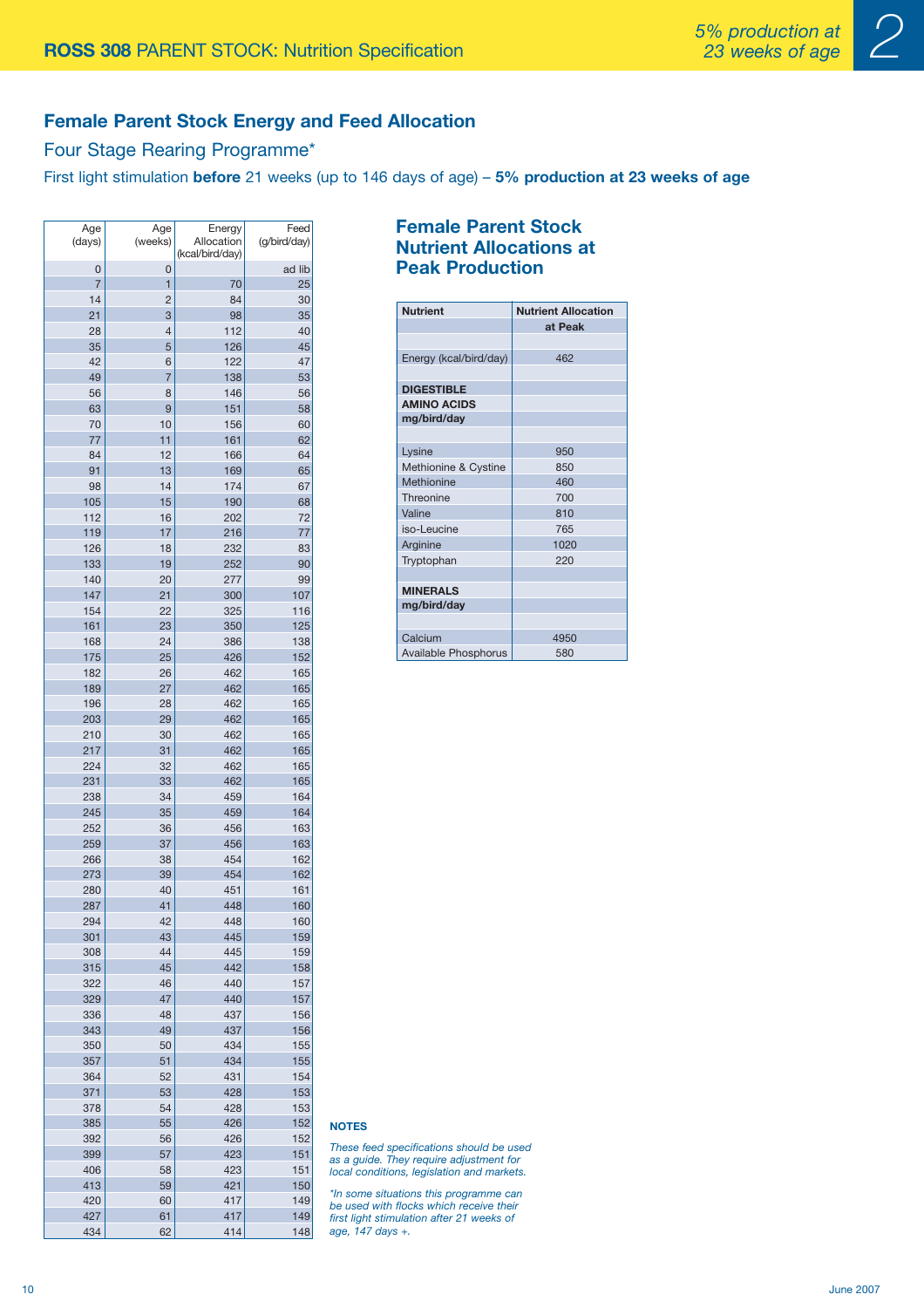## Female Parent Stock Energy and Feed Allocation

### Four Stage Rearing Programme*

First light stimulation **before** 21 weeks (up to 146 days of age) – **5% production at 23 weeks of age**

| Age (days) | Age (weeks) | Energy Allocation (kcal/bird/day) | Feed (g/bird/day) |
|---|---|---|---|
| 0 | 0 | | ad lib |
| 7 | 1 | 70 | 25 |
| 14 | 2 | 84 | 30 |
| 21 | 3 | 98 | 35 |
| 28 | 4 | 112 | 40 |
| 35 | 5 | 126 | 45 |
| 42 | 6 | 122 | 47 |
| 49 | 7 | 138 | 53 |
| 56 | 8 | 146 | 56 |
| 63 | 9 | 151 | 58 |
| 70 | 10 | 156 | 60 |
| 77 | 11 | 161 | 62 |
| 84 | 12 | 166 | 64 |
| 91 | 13 | 169 | 65 |
| 98 | 14 | 174 | 67 |
| 105 | 15 | 190 | 68 |
| 112 | 16 | 202 | 72 |
| 119 | 17 | 216 | 77 |
| 126 | 18 | 232 | 83 |
| 133 | 19 | 252 | 90 |
| 140 | 20 | 277 | 99 |
| 147 | 21 | 300 | 107 |
| 154 | 22 | 325 | 116 |
| 161 | 23 | 350 | 125 |
| 168 | 24 | 386 | 138 |
| 175 | 25 | 426 | 152 |
| 182 | 26 | 462 | 165 |
| 189 | 27 | 462 | 165 |
| 196 | 28 | 462 | 165 |
| 203 | 29 | 462 | 165 |
| 210 | 30 | 462 | 165 |
| 217 | 31 | 462 | 165 |
| 224 | 32 | 462 | 165 |
| 231 | 33 | 462 | 165 |
| 238 | 34 | 459 | 164 |
| 245 | 35 | 459 | 164 |
| 252 | 36 | 456 | 163 |
| 259 | 37 | 456 | 163 |
| 266 | 38 | 454 | 162 |
| 273 | 39 | 454 | 162 |
| 280 | 40 | 451 | 161 |
| 287 | 41 | 448 | 160 |
| 294 | 42 | 448 | 160 |
| 301 | 43 | 445 | 159 |
| 308 | 44 | 445 | 159 |
| 315 | 45 | 442 | 158 |
| 322 | 46 | 440 | 157 |
| 329 | 47 | 440 | 157 |
| 336 | 48 | 437 | 156 |
| 343 | 49 | 437 | 156 |
| 350 | 50 | 434 | 155 |
| 357 | 51 | 434 | 155 |
| 364 | 52 | 431 | 154 |
| 371 | 53 | 428 | 153 |
| 378 | 54 | 428 | 153 |
| 385 | 55 | 426 | 152 |
| 392 | 56 | 426 | 152 |
| 399 | 57 | 423 | 151 |
| 406 | 58 | 423 | 151 |
| 413 | 59 | 421 | 150 |
| 420 | 60 | 417 | 149 |
| 427 | 61 | 417 | 149 |
| 434 | 62 | 414 | 148 |

### Female Parent Stock Nutrient Allocations at Peak Production

| Nutrient | Nutrient Allocation at Peak |
|---|---|
| Energy (kcal/bird/day) | 462 |
| **DIGESTIBLE AMINO ACIDS mg/bird/day** | |
| Lysine | 950 |
| Methionine & Cystine | 850 |
| Methionine | 460 |
| Threonine | 700 |
| Valine | 810 |
| iso-Leucine | 765 |
| Arginine | 1020 |
| Tryptophan | 220 |
| **MINERALS mg/bird/day** | |
| Calcium | 4950 |
| Available Phosphorus | 580 |

**NOTES**

*These feed specifications should be used as a guide. They require adjustment for local conditions, legislation and markets.*

*\*In some situations this programme can be used with flocks which receive their first light stimulation after 21 weeks of age, 147 days +.*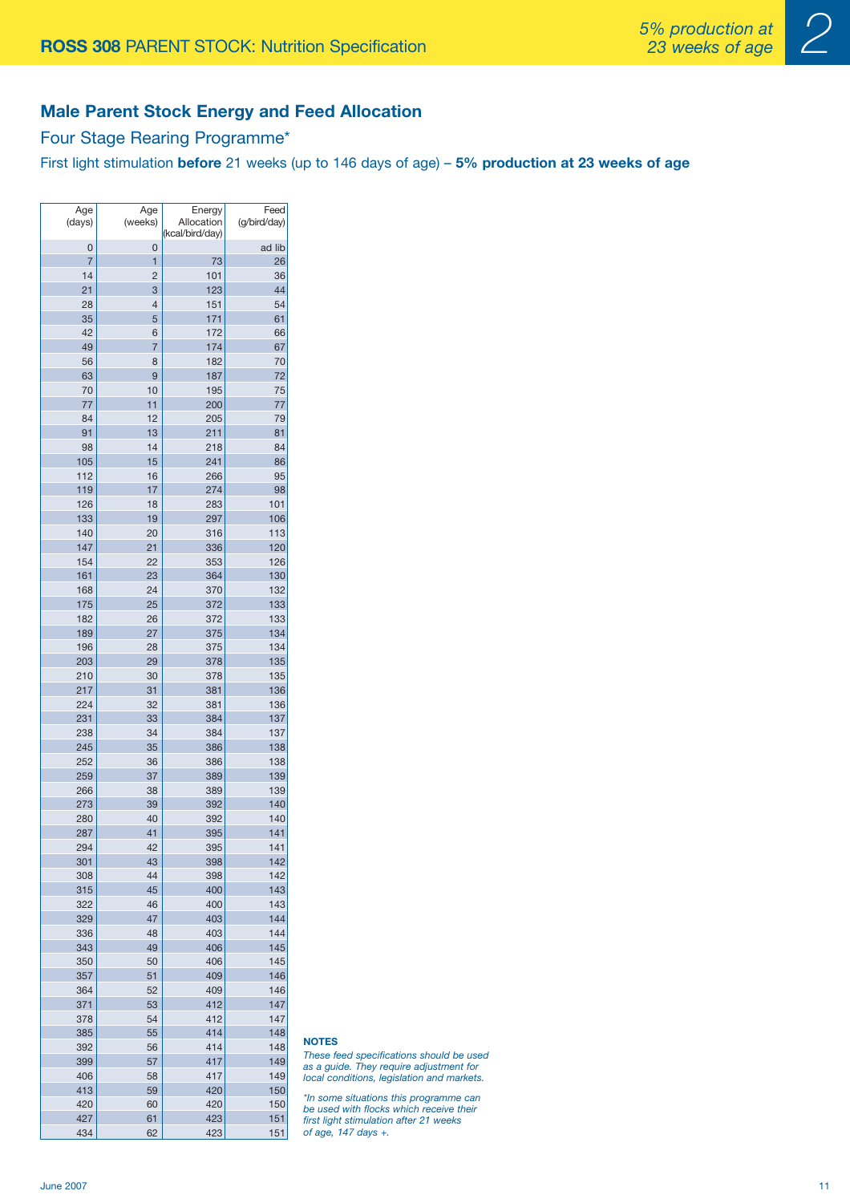## Male Parent Stock Energy and Feed Allocation

### Four Stage Rearing Programme*

First light stimulation **before** 21 weeks (up to 146 days of age) – **5% production at 23 weeks of age**

| Age (days) | Age (weeks) | Energy Allocation (kcal/bird/day) | Feed (g/bird/day) |
|---|---|---|---|
| 0 | 0 | | ad lib |
| 7 | 1 | 73 | 26 |
| 14 | 2 | 101 | 36 |
| 21 | 3 | 123 | 44 |
| 28 | 4 | 151 | 54 |
| 35 | 5 | 171 | 61 |
| 42 | 6 | 172 | 66 |
| 49 | 7 | 174 | 67 |
| 56 | 8 | 182 | 70 |
| 63 | 9 | 187 | 72 |
| 70 | 10 | 195 | 75 |
| 77 | 11 | 200 | 77 |
| 84 | 12 | 205 | 79 |
| 91 | 13 | 211 | 81 |
| 98 | 14 | 218 | 84 |
| 105 | 15 | 241 | 86 |
| 112 | 16 | 266 | 95 |
| 119 | 17 | 274 | 98 |
| 126 | 18 | 283 | 101 |
| 133 | 19 | 297 | 106 |
| 140 | 20 | 316 | 113 |
| 147 | 21 | 336 | 120 |
| 154 | 22 | 353 | 126 |
| 161 | 23 | 364 | 130 |
| 168 | 24 | 370 | 132 |
| 175 | 25 | 372 | 133 |
| 182 | 26 | 372 | 133 |
| 189 | 27 | 375 | 134 |
| 196 | 28 | 375 | 134 |
| 203 | 29 | 378 | 135 |
| 210 | 30 | 378 | 135 |
| 217 | 31 | 381 | 136 |
| 224 | 32 | 381 | 136 |
| 231 | 33 | 384 | 137 |
| 238 | 34 | 384 | 137 |
| 245 | 35 | 386 | 138 |
| 252 | 36 | 386 | 138 |
| 259 | 37 | 389 | 139 |
| 266 | 38 | 389 | 139 |
| 273 | 39 | 392 | 140 |
| 280 | 40 | 392 | 140 |
| 287 | 41 | 395 | 141 |
| 294 | 42 | 395 | 141 |
| 301 | 43 | 398 | 142 |
| 308 | 44 | 398 | 142 |
| 315 | 45 | 400 | 143 |
| 322 | 46 | 400 | 143 |
| 329 | 47 | 403 | 144 |
| 336 | 48 | 403 | 144 |
| 343 | 49 | 406 | 145 |
| 350 | 50 | 406 | 145 |
| 357 | 51 | 409 | 146 |
| 364 | 52 | 409 | 146 |
| 371 | 53 | 412 | 147 |
| 378 | 54 | 412 | 147 |
| 385 | 55 | 414 | 148 |
| 392 | 56 | 414 | 148 |
| 399 | 57 | 417 | 149 |
| 406 | 58 | 417 | 149 |
| 413 | 59 | 420 | 150 |
| 420 | 60 | 420 | 150 |
| 427 | 61 | 423 | 151 |
| 434 | 62 | 423 | 151 |

**NOTES**

*These feed specifications should be used as a guide. They require adjustment for local conditions, legislation and markets.*

*\*In some situations this programme can be used with flocks which receive their first light stimulation after 21 weeks of age, 147 days +.*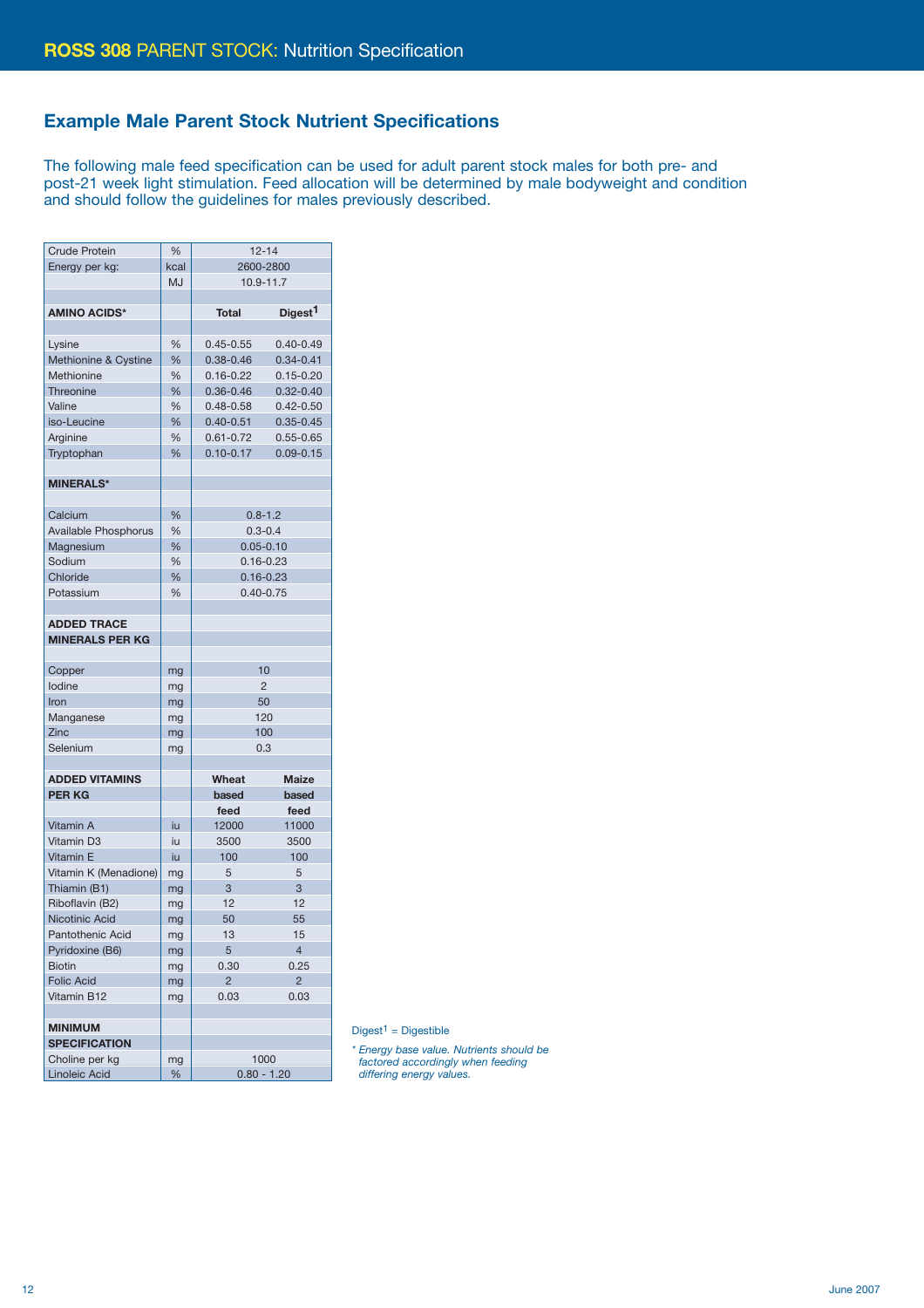## Example Male Parent Stock Nutrient Specifications

The following male feed specification can be used for adult parent stock males for both pre- and post-21 week light stimulation. Feed allocation will be determined by male bodyweight and condition and should follow the guidelines for males previously described.

| | | | |
|---|---|---|---|
| Crude Protein | % | 12-14 | |
| Energy per kg: | kcal | 2600-2800 | |
| | MJ | 10.9-11.7 | |
| | | | |
| **AMINO ACIDS*** | | **Total** | **Digest[1]** |
| | | | |
| Lysine | % | 0.45-0.55 | 0.40-0.49 |
| Methionine & Cystine | % | 0.38-0.46 | 0.34-0.41 |
| Methionine | % | 0.16-0.22 | 0.15-0.20 |
| Threonine | % | 0.36-0.46 | 0.32-0.40 |
| Valine | % | 0.48-0.58 | 0.42-0.50 |
| iso-Leucine | % | 0.40-0.51 | 0.35-0.45 |
| Arginine | % | 0.61-0.72 | 0.55-0.65 |
| Tryptophan | % | 0.10-0.17 | 0.09-0.15 |
| | | | |
| **MINERALS*** | | | |
| | | | |
| Calcium | % | 0.8-1.2 | |
| Available Phosphorus | % | 0.3-0.4 | |
| Magnesium | % | 0.05-0.10 | |
| Sodium | % | 0.16-0.23 | |
| Chloride | % | 0.16-0.23 | |
| Potassium | % | 0.40-0.75 | |
| | | | |
| **ADDED TRACE MINERALS PER KG** | | | |
| | | | |
| Copper | mg | 10 | |
| Iodine | mg | 2 | |
| Iron | mg | 50 | |
| Manganese | mg | 120 | |
| Zinc | mg | 100 | |
| Selenium | mg | 0.3 | |
| | | | |
| **ADDED VITAMINS PER KG** | | **Wheat based feed** | **Maize based feed** |
| Vitamin A | iu | 12000 | 11000 |
| Vitamin D3 | iu | 3500 | 3500 |
| Vitamin E | iu | 100 | 100 |
| Vitamin K (Menadione) | mg | 5 | 5 |
| Thiamin (B1) | mg | 3 | 3 |
| Riboflavin (B2) | mg | 12 | 12 |
| Nicotinic Acid | mg | 50 | 55 |
| Pantothenic Acid | mg | 13 | 15 |
| Pyridoxine (B6) | mg | 5 | 4 |
| Biotin | mg | 0.30 | 0.25 |
| Folic Acid | mg | 2 | 2 |
| Vitamin B12 | mg | 0.03 | 0.03 |
| | | | |
| **MINIMUM SPECIFICATION** | | | |
| Choline per kg | mg | 1000 | |
| Linoleic Acid | % | 0.80 - 1.20 | |

Digest[1] = Digestible

*\* Energy base value. Nutrients should be factored accordingly when feeding differing energy values.*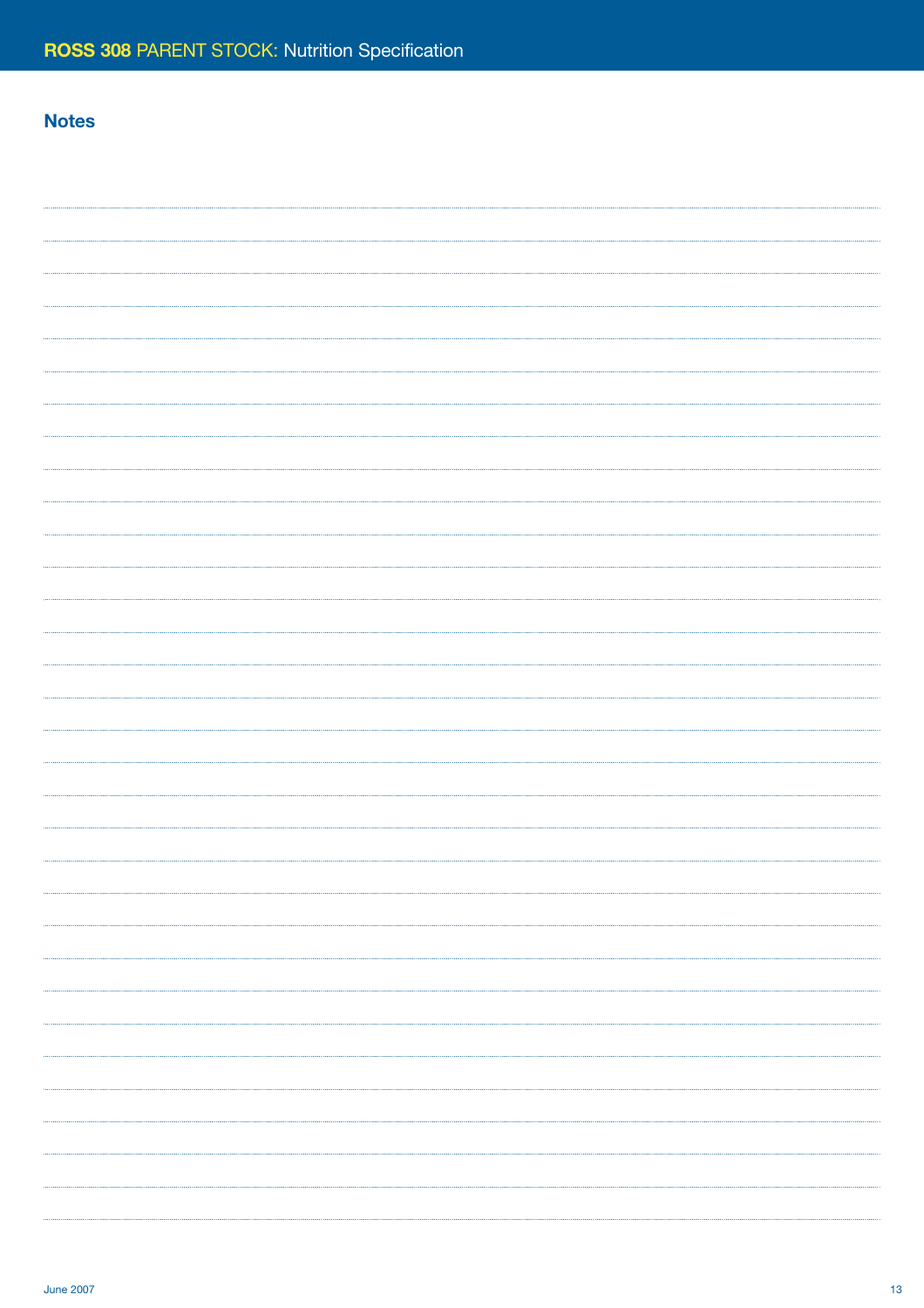## Notes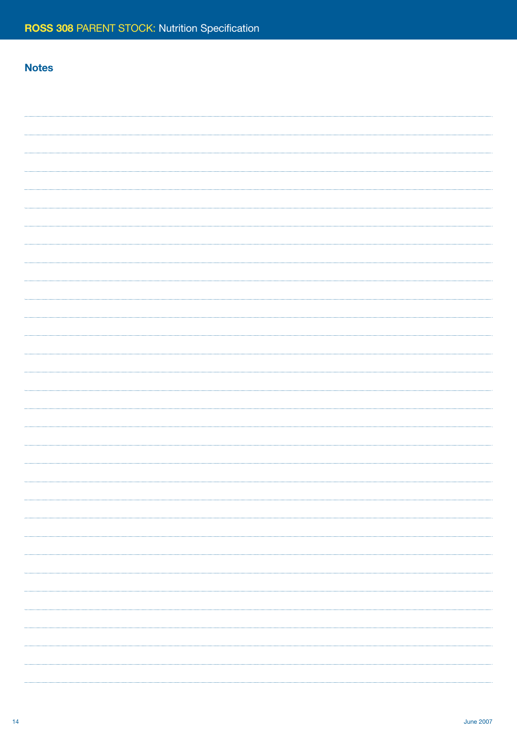## Notes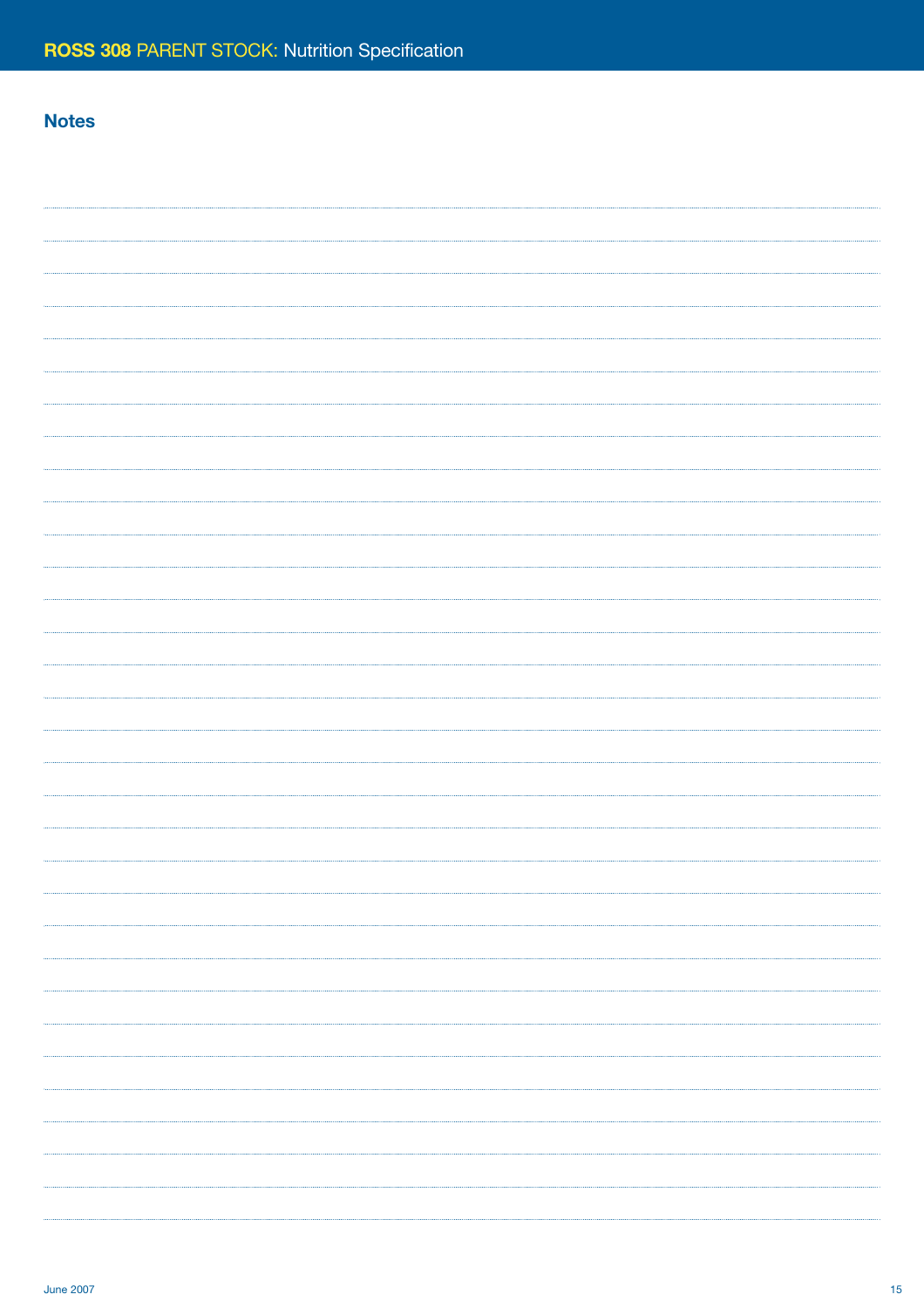## Notes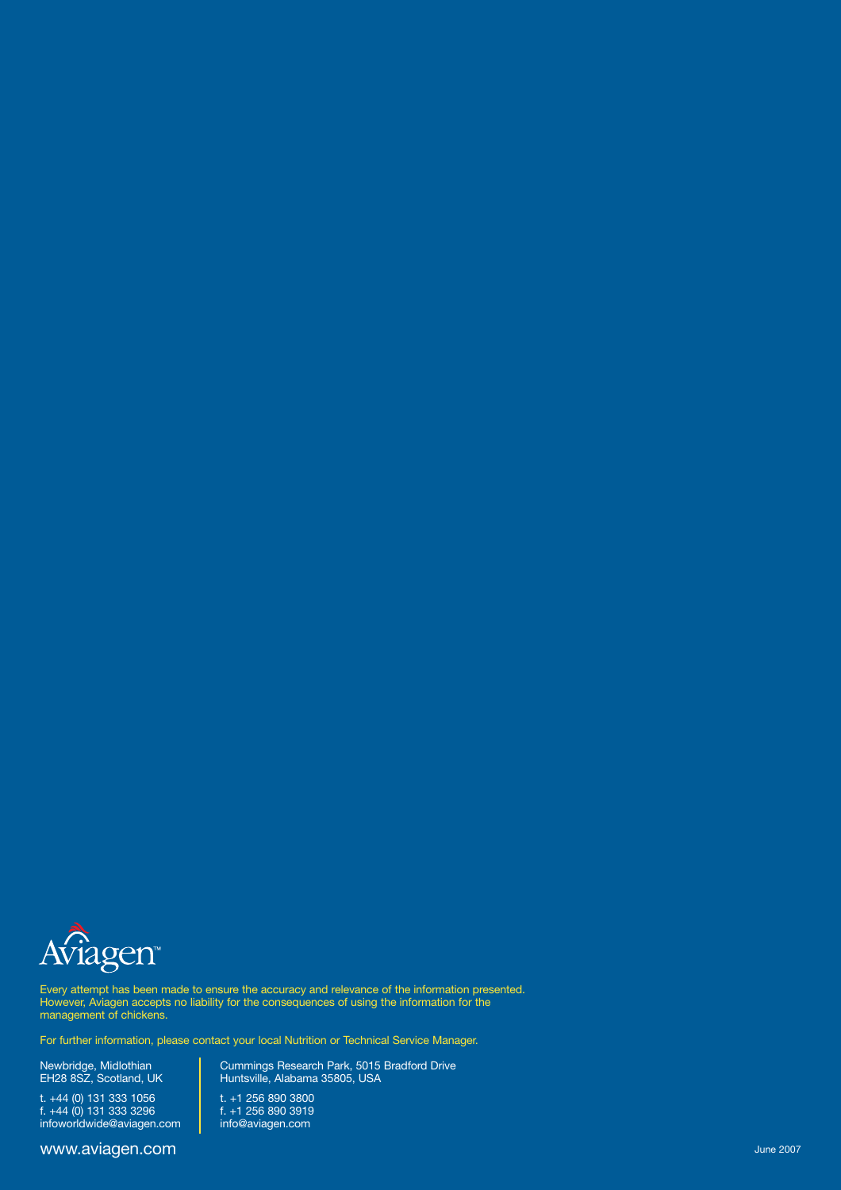Aviagen™

Every attempt has been made to ensure the accuracy and relevance of the information presented. However, Aviagen accepts no liability for the consequences of using the information for the management of chickens.

For further information, please contact your local Nutrition or Technical Service Manager.

Newbridge, Midlothian
EH28 8SZ, Scotland, UK

t. +44 (0) 131 333 1056
f. +44 (0) 131 333 3296
infoworldwide@aviagen.com

Cummings Research Park, 5015 Bradford Drive
Huntsville, Alabama 35805, USA

t. +1 256 890 3800
f. +1 256 890 3919
info@aviagen.com

www.aviagen.com

June 2007